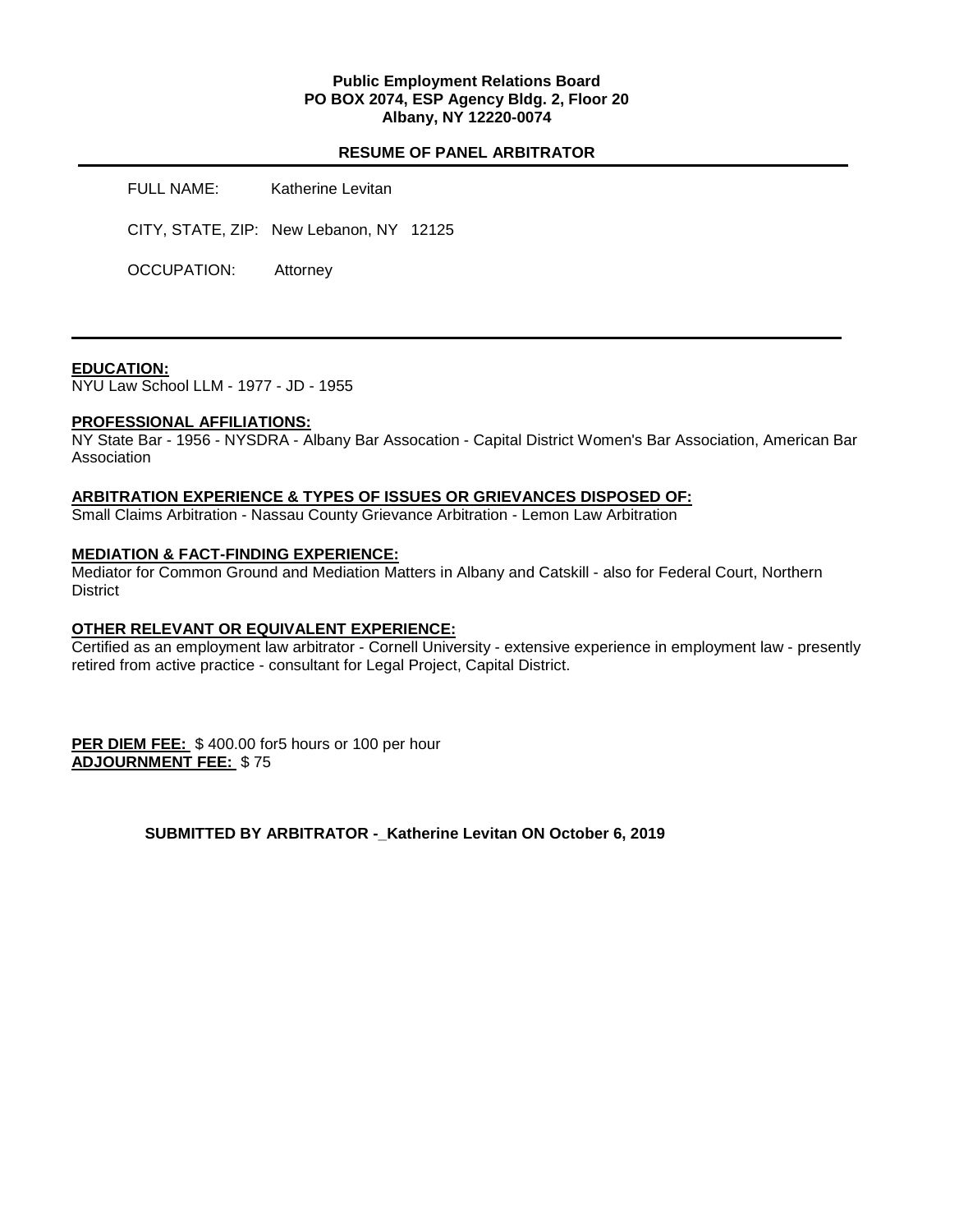**Public Employment Relations Board**
**PO BOX 2074, ESP Agency Bldg. 2, Floor 20**
**Albany, NY 12220-0074**

**RESUME OF PANEL ARBITRATOR**

FULL NAME: Katherine Levitan

CITY, STATE, ZIP: New Lebanon, NY 12125

OCCUPATION: Attorney

---

**EDUCATION:**
NYU Law School LLM - 1977 - JD - 1955

**PROFESSIONAL AFFILIATIONS:**
NY State Bar - 1956 - NYSDRA - Albany Bar Assocation - Capital District Women's Bar Association, American Bar Association

**ARBITRATION EXPERIENCE & TYPES OF ISSUES OR GRIEVANCES DISPOSED OF:**
Small Claims Arbitration - Nassau County Grievance Arbitration - Lemon Law Arbitration

**MEDIATION & FACT-FINDING EXPERIENCE:**
Mediator for Common Ground and Mediation Matters in Albany and Catskill - also for Federal Court, Northern District

**OTHER RELEVANT OR EQUIVALENT EXPERIENCE:**
Certified as an employment law arbitrator - Cornell University - extensive experience in employment law - presently retired from active practice - consultant for Legal Project, Capital District.

**PER DIEM FEE:** $ 400.00 for5 hours or 100 per hour
**ADJOURNMENT FEE:** $ 75

**SUBMITTED BY ARBITRATOR -_Katherine Levitan ON October 6, 2019**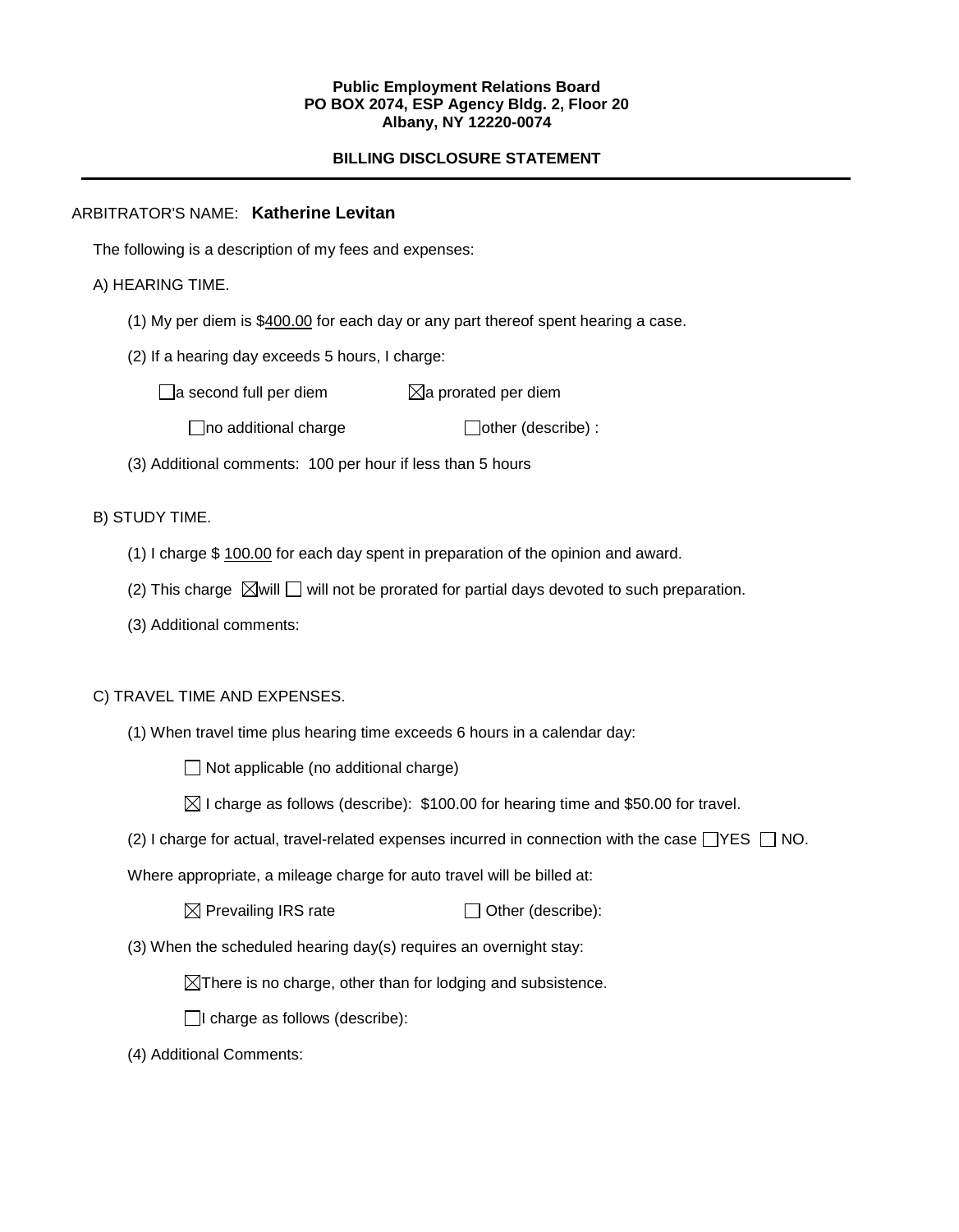**Public Employment Relations Board**
**PO BOX 2074, ESP Agency Bldg. 2, Floor 20**
**Albany, NY 12220-0074**

**BILLING DISCLOSURE STATEMENT**

---

ARBITRATOR'S NAME: **Katherine Levitan**

The following is a description of my fees and expenses:

A) HEARING TIME.

(1) My per diem is $400.00 for each day or any part thereof spent hearing a case.

(2) If a hearing day exceeds 5 hours, I charge:

☐ a second full per diem ☒ a prorated per diem

☐ no additional charge ☐ other (describe) :

(3) Additional comments: 100 per hour if less than 5 hours

B) STUDY TIME.

(1) I charge $ 100.00 for each day spent in preparation of the opinion and award.

(2) This charge ☒ will ☐ will not be prorated for partial days devoted to such preparation.

(3) Additional comments:

C) TRAVEL TIME AND EXPENSES.

(1) When travel time plus hearing time exceeds 6 hours in a calendar day:

☐ Not applicable (no additional charge)

☒ I charge as follows (describe): $100.00 for hearing time and $50.00 for travel.

(2) I charge for actual, travel-related expenses incurred in connection with the case ☐ YES ☐ NO.

Where appropriate, a mileage charge for auto travel will be billed at:

☒ Prevailing IRS rate ☐ Other (describe):

(3) When the scheduled hearing day(s) requires an overnight stay:

☒ There is no charge, other than for lodging and subsistence.

☐ I charge as follows (describe):

(4) Additional Comments: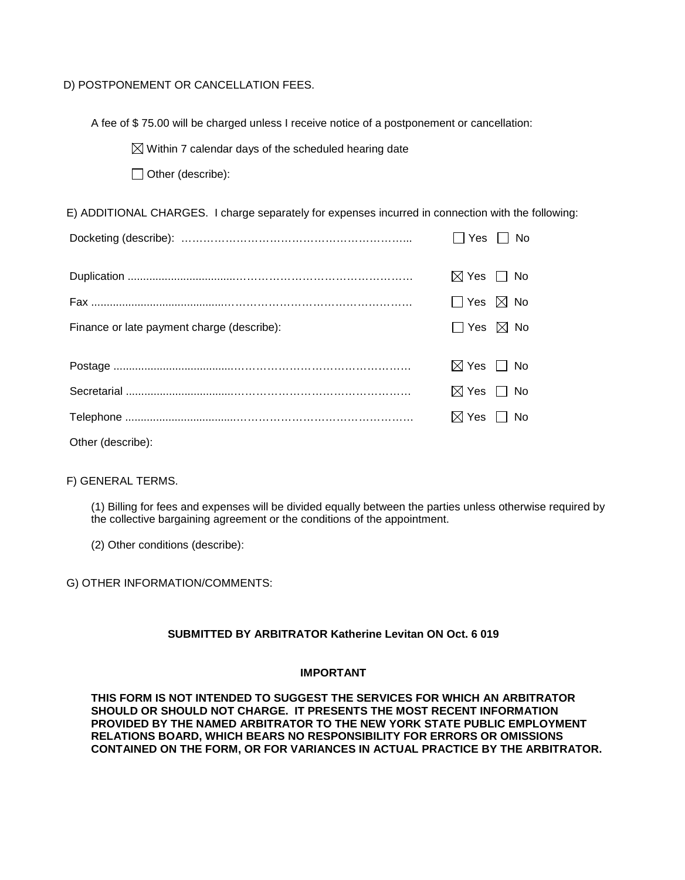D) POSTPONEMENT OR CANCELLATION FEES.

A fee of $ 75.00 will be charged unless I receive notice of a postponement or cancellation:

☒ Within 7 calendar days of the scheduled hearing date

☐ Other (describe):

E) ADDITIONAL CHARGES. I charge separately for expenses incurred in connection with the following:

| | |
|---|---|
| Docketing (describe): ........................................................ | ☐ Yes ☐ No |
| Duplication ........................................................ | ☒ Yes ☐ No |
| Fax ........................................................ | ☐ Yes ☒ No |
| Finance or late payment charge (describe): | ☐ Yes ☒ No |
| Postage ........................................................ | ☒ Yes ☐ No |
| Secretarial ........................................................ | ☒ Yes ☐ No |
| Telephone ........................................................ | ☒ Yes ☐ No |

Other (describe):

F) GENERAL TERMS.

(1) Billing for fees and expenses will be divided equally between the parties unless otherwise required by the collective bargaining agreement or the conditions of the appointment.

(2) Other conditions (describe):

G) OTHER INFORMATION/COMMENTS:

**SUBMITTED BY ARBITRATOR Katherine Levitan ON Oct. 6 019**

**IMPORTANT**

**THIS FORM IS NOT INTENDED TO SUGGEST THE SERVICES FOR WHICH AN ARBITRATOR SHOULD OR SHOULD NOT CHARGE. IT PRESENTS THE MOST RECENT INFORMATION PROVIDED BY THE NAMED ARBITRATOR TO THE NEW YORK STATE PUBLIC EMPLOYMENT RELATIONS BOARD, WHICH BEARS NO RESPONSIBILITY FOR ERRORS OR OMISSIONS CONTAINED ON THE FORM, OR FOR VARIANCES IN ACTUAL PRACTICE BY THE ARBITRATOR.**